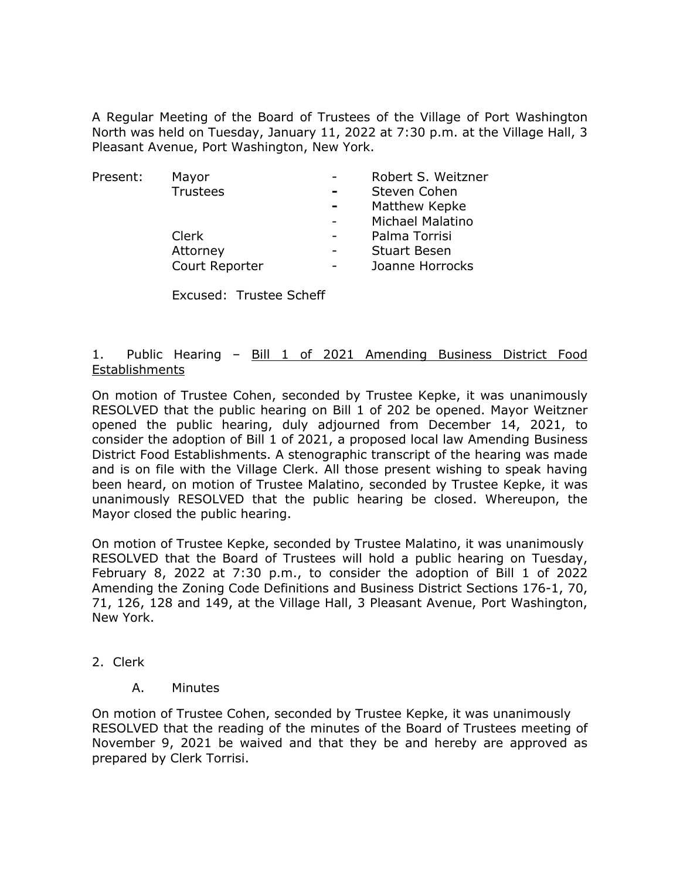A Regular Meeting of the Board of Trustees of the Village of Port Washington North was held on Tuesday, January 11, 2022 at 7:30 p.m. at the Village Hall, 3 Pleasant Avenue, Port Washington, New York.

| Present: | Mayor | - | Robert S. Weitzner |
|---|---|---|---|
| | Trustees | - | Steven Cohen |
| | | - | Matthew Kepke |
| | | - | Michael Malatino |
| | Clerk | - | Palma Torrisi |
| | Attorney | - | Stuart Besen |
| | Court Reporter | - | Joanne Horrocks |

Excused: Trustee Scheff

1. Public Hearing – Bill 1 of 2021 Amending Business District Food Establishments

On motion of Trustee Cohen, seconded by Trustee Kepke, it was unanimously RESOLVED that the public hearing on Bill 1 of 202 be opened. Mayor Weitzner opened the public hearing, duly adjourned from December 14, 2021, to consider the adoption of Bill 1 of 2021, a proposed local law Amending Business District Food Establishments. A stenographic transcript of the hearing was made and is on file with the Village Clerk. All those present wishing to speak having been heard, on motion of Trustee Malatino, seconded by Trustee Kepke, it was unanimously RESOLVED that the public hearing be closed. Whereupon, the Mayor closed the public hearing.

On motion of Trustee Kepke, seconded by Trustee Malatino, it was unanimously RESOLVED that the Board of Trustees will hold a public hearing on Tuesday, February 8, 2022 at 7:30 p.m., to consider the adoption of Bill 1 of 2022 Amending the Zoning Code Definitions and Business District Sections 176-1, 70, 71, 126, 128 and 149, at the Village Hall, 3 Pleasant Avenue, Port Washington, New York.

2. Clerk

A. Minutes

On motion of Trustee Cohen, seconded by Trustee Kepke, it was unanimously RESOLVED that the reading of the minutes of the Board of Trustees meeting of November 9, 2021 be waived and that they be and hereby are approved as prepared by Clerk Torrisi.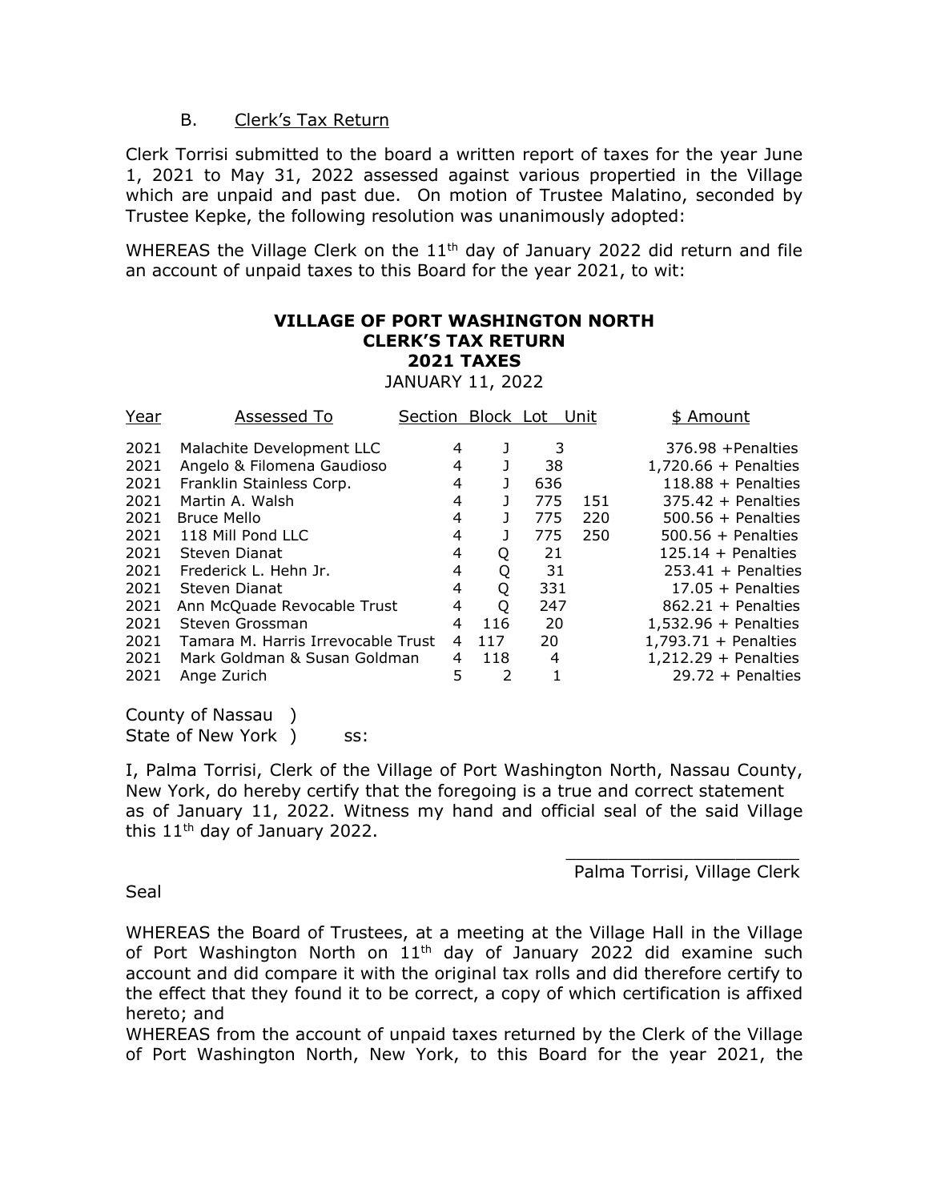B. Clerk's Tax Return

Clerk Torrisi submitted to the board a written report of taxes for the year June 1, 2021 to May 31, 2022 assessed against various propertied in the Village which are unpaid and past due. On motion of Trustee Malatino, seconded by Trustee Kepke, the following resolution was unanimously adopted:

WHEREAS the Village Clerk on the 11th day of January 2022 did return and file an account of unpaid taxes to this Board for the year 2021, to wit:

**VILLAGE OF PORT WASHINGTON NORTH**
**CLERK'S TAX RETURN**
**2021 TAXES**
JANUARY 11, 2022

| Year | Assessed To | Section | Block | Lot | Unit | $ Amount |
|---|---|---|---|---|---|---|
| 2021 | Malachite Development LLC | 4 | J | 3 | | 376.98 +Penalties |
| 2021 | Angelo & Filomena Gaudioso | 4 | J | 38 | | 1,720.66 + Penalties |
| 2021 | Franklin Stainless Corp. | 4 | J | 636 | | 118.88 + Penalties |
| 2021 | Martin A. Walsh | 4 | J | 775 | 151 | 375.42 + Penalties |
| 2021 | Bruce Mello | 4 | J | 775 | 220 | 500.56 + Penalties |
| 2021 | 118 Mill Pond LLC | 4 | J | 775 | 250 | 500.56 + Penalties |
| 2021 | Steven Dianat | 4 | Q | 21 | | 125.14 + Penalties |
| 2021 | Frederick L. Hehn Jr. | 4 | Q | 31 | | 253.41 + Penalties |
| 2021 | Steven Dianat | 4 | Q | 331 | | 17.05 + Penalties |
| 2021 | Ann McQuade Revocable Trust | 4 | Q | 247 | | 862.21 + Penalties |
| 2021 | Steven Grossman | 4 | 116 | 20 | | 1,532.96 + Penalties |
| 2021 | Tamara M. Harris Irrevocable Trust | 4 | 117 | 20 | | 1,793.71 + Penalties |
| 2021 | Mark Goldman & Susan Goldman | 4 | 118 | 4 | | 1,212.29 + Penalties |
| 2021 | Ange Zurich | 5 | 2 | 1 | | 29.72 + Penalties |

County of Nassau )
State of New York ) ss:

I, Palma Torrisi, Clerk of the Village of Port Washington North, Nassau County, New York, do hereby certify that the foregoing is a true and correct statement as of January 11, 2022. Witness my hand and official seal of the said Village this 11th day of January 2022.

______________________
Palma Torrisi, Village Clerk

Seal

WHEREAS the Board of Trustees, at a meeting at the Village Hall in the Village of Port Washington North on 11th day of January 2022 did examine such account and did compare it with the original tax rolls and did therefore certify to the effect that they found it to be correct, a copy of which certification is affixed hereto; and

WHEREAS from the account of unpaid taxes returned by the Clerk of the Village of Port Washington North, New York, to this Board for the year 2021, the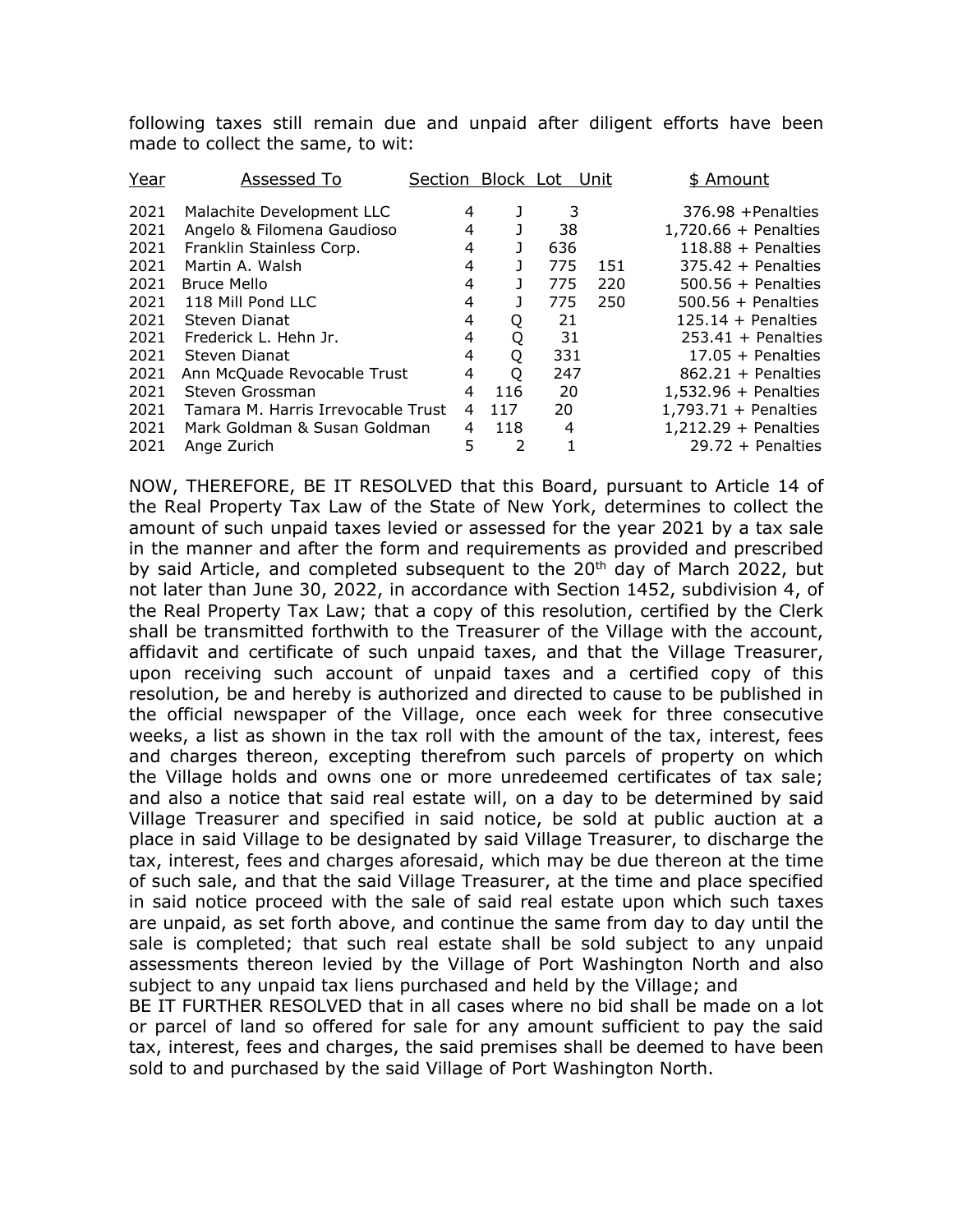following taxes still remain due and unpaid after diligent efforts have been made to collect the same, to wit:

| Year | Assessed To | Section | Block | Lot | Unit | $ Amount |
|---|---|---|---|---|---|---|
| 2021 | Malachite Development LLC | 4 | J | 3 | | 376.98 +Penalties |
| 2021 | Angelo & Filomena Gaudioso | 4 | J | 38 | | 1,720.66 + Penalties |
| 2021 | Franklin Stainless Corp. | 4 | J | 636 | | 118.88 + Penalties |
| 2021 | Martin A. Walsh | 4 | J | 775 | 151 | 375.42 + Penalties |
| 2021 | Bruce Mello | 4 | J | 775 | 220 | 500.56 + Penalties |
| 2021 | 118 Mill Pond LLC | 4 | J | 775 | 250 | 500.56 + Penalties |
| 2021 | Steven Dianat | 4 | Q | 21 | | 125.14 + Penalties |
| 2021 | Frederick L. Hehn Jr. | 4 | Q | 31 | | 253.41 + Penalties |
| 2021 | Steven Dianat | 4 | Q | 331 | | 17.05 + Penalties |
| 2021 | Ann McQuade Revocable Trust | 4 | Q | 247 | | 862.21 + Penalties |
| 2021 | Steven Grossman | 4 | 116 | 20 | | 1,532.96 + Penalties |
| 2021 | Tamara M. Harris Irrevocable Trust | 4 | 117 | 20 | | 1,793.71 + Penalties |
| 2021 | Mark Goldman & Susan Goldman | 4 | 118 | 4 | | 1,212.29 + Penalties |
| 2021 | Ange Zurich | 5 | 2 | 1 | | 29.72 + Penalties |

NOW, THEREFORE, BE IT RESOLVED that this Board, pursuant to Article 14 of the Real Property Tax Law of the State of New York, determines to collect the amount of such unpaid taxes levied or assessed for the year 2021 by a tax sale in the manner and after the form and requirements as provided and prescribed by said Article, and completed subsequent to the 20th day of March 2022, but not later than June 30, 2022, in accordance with Section 1452, subdivision 4, of the Real Property Tax Law; that a copy of this resolution, certified by the Clerk shall be transmitted forthwith to the Treasurer of the Village with the account, affidavit and certificate of such unpaid taxes, and that the Village Treasurer, upon receiving such account of unpaid taxes and a certified copy of this resolution, be and hereby is authorized and directed to cause to be published in the official newspaper of the Village, once each week for three consecutive weeks, a list as shown in the tax roll with the amount of the tax, interest, fees and charges thereon, excepting therefrom such parcels of property on which the Village holds and owns one or more unredeemed certificates of tax sale; and also a notice that said real estate will, on a day to be determined by said Village Treasurer and specified in said notice, be sold at public auction at a place in said Village to be designated by said Village Treasurer, to discharge the tax, interest, fees and charges aforesaid, which may be due thereon at the time of such sale, and that the said Village Treasurer, at the time and place specified in said notice proceed with the sale of said real estate upon which such taxes are unpaid, as set forth above, and continue the same from day to day until the sale is completed; that such real estate shall be sold subject to any unpaid assessments thereon levied by the Village of Port Washington North and also subject to any unpaid tax liens purchased and held by the Village; and

BE IT FURTHER RESOLVED that in all cases where no bid shall be made on a lot or parcel of land so offered for sale for any amount sufficient to pay the said tax, interest, fees and charges, the said premises shall be deemed to have been sold to and purchased by the said Village of Port Washington North.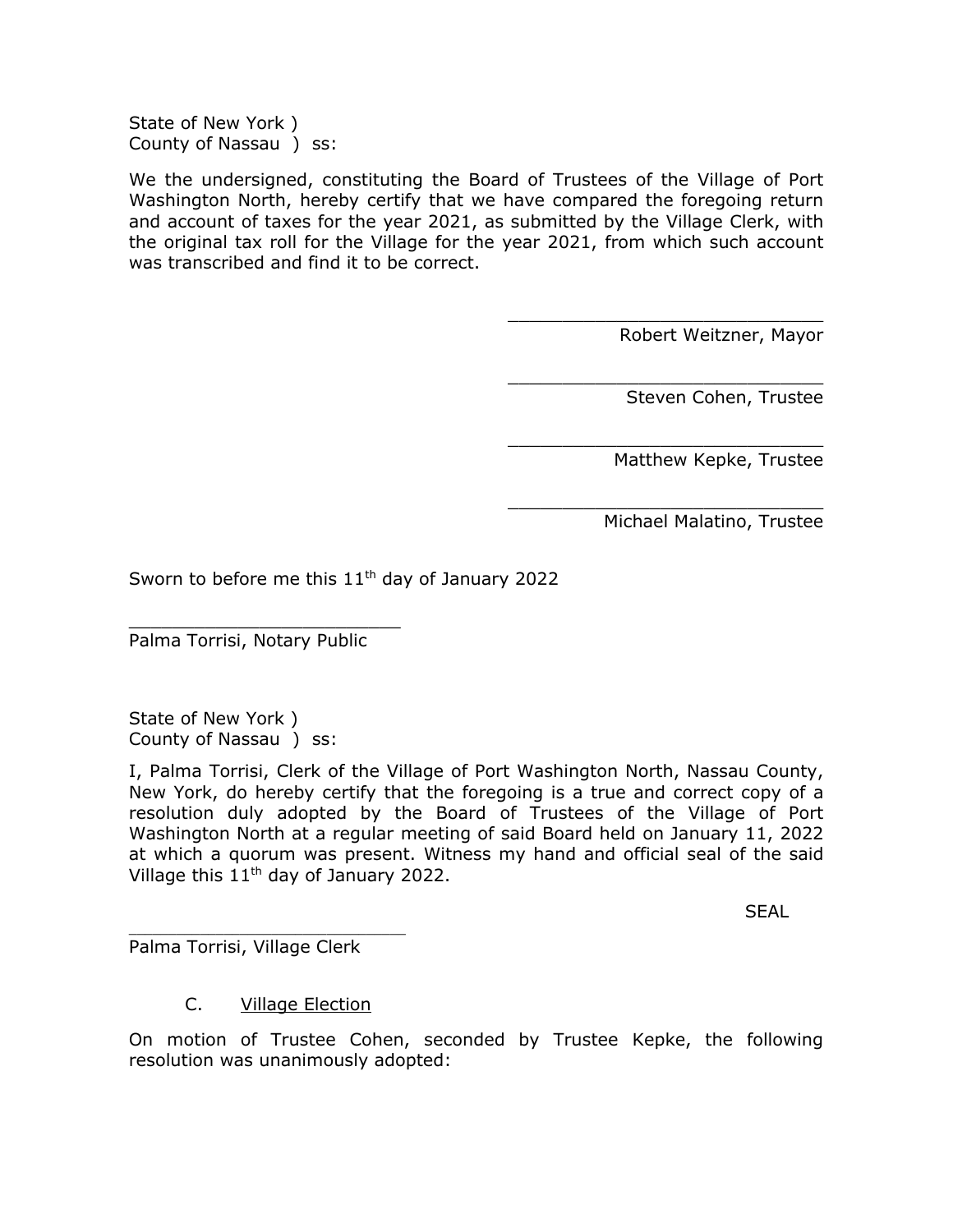State of New York )
County of Nassau ) ss:

We the undersigned, constituting the Board of Trustees of the Village of Port Washington North, hereby certify that we have compared the foregoing return and account of taxes for the year 2021, as submitted by the Village Clerk, with the original tax roll for the Village for the year 2021, from which such account was transcribed and find it to be correct.

_____________________________
Robert Weitzner, Mayor

_____________________________
Steven Cohen, Trustee

_____________________________
Matthew Kepke, Trustee

_____________________________
Michael Malatino, Trustee

Sworn to before me this 11th day of January 2022

_________________________
Palma Torrisi, Notary Public

State of New York )
County of Nassau ) ss:

I, Palma Torrisi, Clerk of the Village of Port Washington North, Nassau County, New York, do hereby certify that the foregoing is a true and correct copy of a resolution duly adopted by the Board of Trustees of the Village of Port Washington North at a regular meeting of said Board held on January 11, 2022 at which a quorum was present. Witness my hand and official seal of the said Village this 11th day of January 2022.

SEAL

_________________________
Palma Torrisi, Village Clerk

C. Village Election

On motion of Trustee Cohen, seconded by Trustee Kepke, the following resolution was unanimously adopted: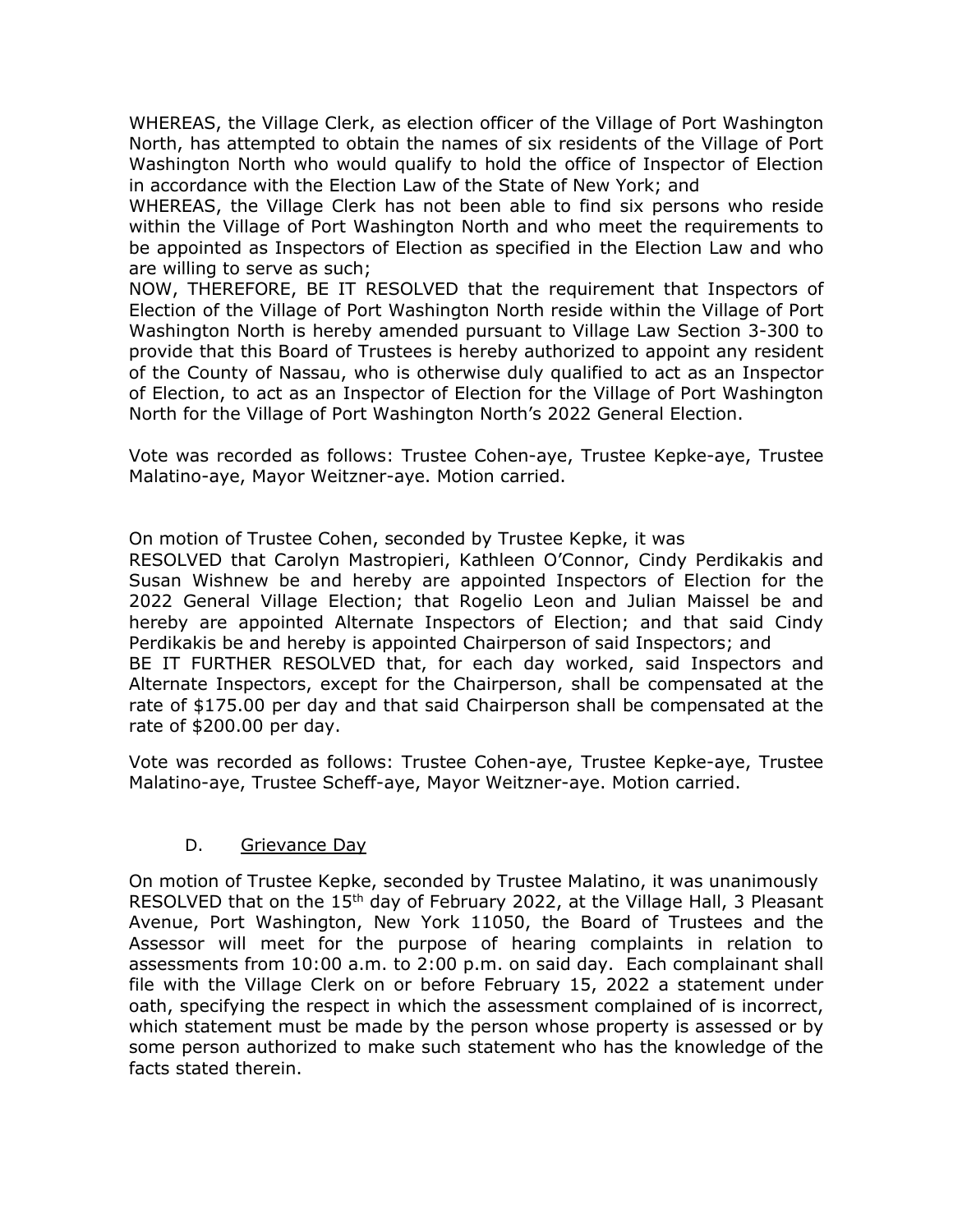WHEREAS, the Village Clerk, as election officer of the Village of Port Washington North, has attempted to obtain the names of six residents of the Village of Port Washington North who would qualify to hold the office of Inspector of Election in accordance with the Election Law of the State of New York; and

WHEREAS, the Village Clerk has not been able to find six persons who reside within the Village of Port Washington North and who meet the requirements to be appointed as Inspectors of Election as specified in the Election Law and who are willing to serve as such;

NOW, THEREFORE, BE IT RESOLVED that the requirement that Inspectors of Election of the Village of Port Washington North reside within the Village of Port Washington North is hereby amended pursuant to Village Law Section 3-300 to provide that this Board of Trustees is hereby authorized to appoint any resident of the County of Nassau, who is otherwise duly qualified to act as an Inspector of Election, to act as an Inspector of Election for the Village of Port Washington North for the Village of Port Washington North's 2022 General Election.

Vote was recorded as follows: Trustee Cohen-aye, Trustee Kepke-aye, Trustee Malatino-aye, Mayor Weitzner-aye. Motion carried.

On motion of Trustee Cohen, seconded by Trustee Kepke, it was

RESOLVED that Carolyn Mastropieri, Kathleen O'Connor, Cindy Perdikakis and Susan Wishnew be and hereby are appointed Inspectors of Election for the 2022 General Village Election; that Rogelio Leon and Julian Maissel be and hereby are appointed Alternate Inspectors of Election; and that said Cindy Perdikakis be and hereby is appointed Chairperson of said Inspectors; and

BE IT FURTHER RESOLVED that, for each day worked, said Inspectors and Alternate Inspectors, except for the Chairperson, shall be compensated at the rate of $175.00 per day and that said Chairperson shall be compensated at the rate of $200.00 per day.

Vote was recorded as follows: Trustee Cohen-aye, Trustee Kepke-aye, Trustee Malatino-aye, Trustee Scheff-aye, Mayor Weitzner-aye. Motion carried.

D. <u>Grievance Day</u>

On motion of Trustee Kepke, seconded by Trustee Malatino, it was unanimously RESOLVED that on the 15th day of February 2022, at the Village Hall, 3 Pleasant Avenue, Port Washington, New York 11050, the Board of Trustees and the Assessor will meet for the purpose of hearing complaints in relation to assessments from 10:00 a.m. to 2:00 p.m. on said day. Each complainant shall file with the Village Clerk on or before February 15, 2022 a statement under oath, specifying the respect in which the assessment complained of is incorrect, which statement must be made by the person whose property is assessed or by some person authorized to make such statement who has the knowledge of the facts stated therein.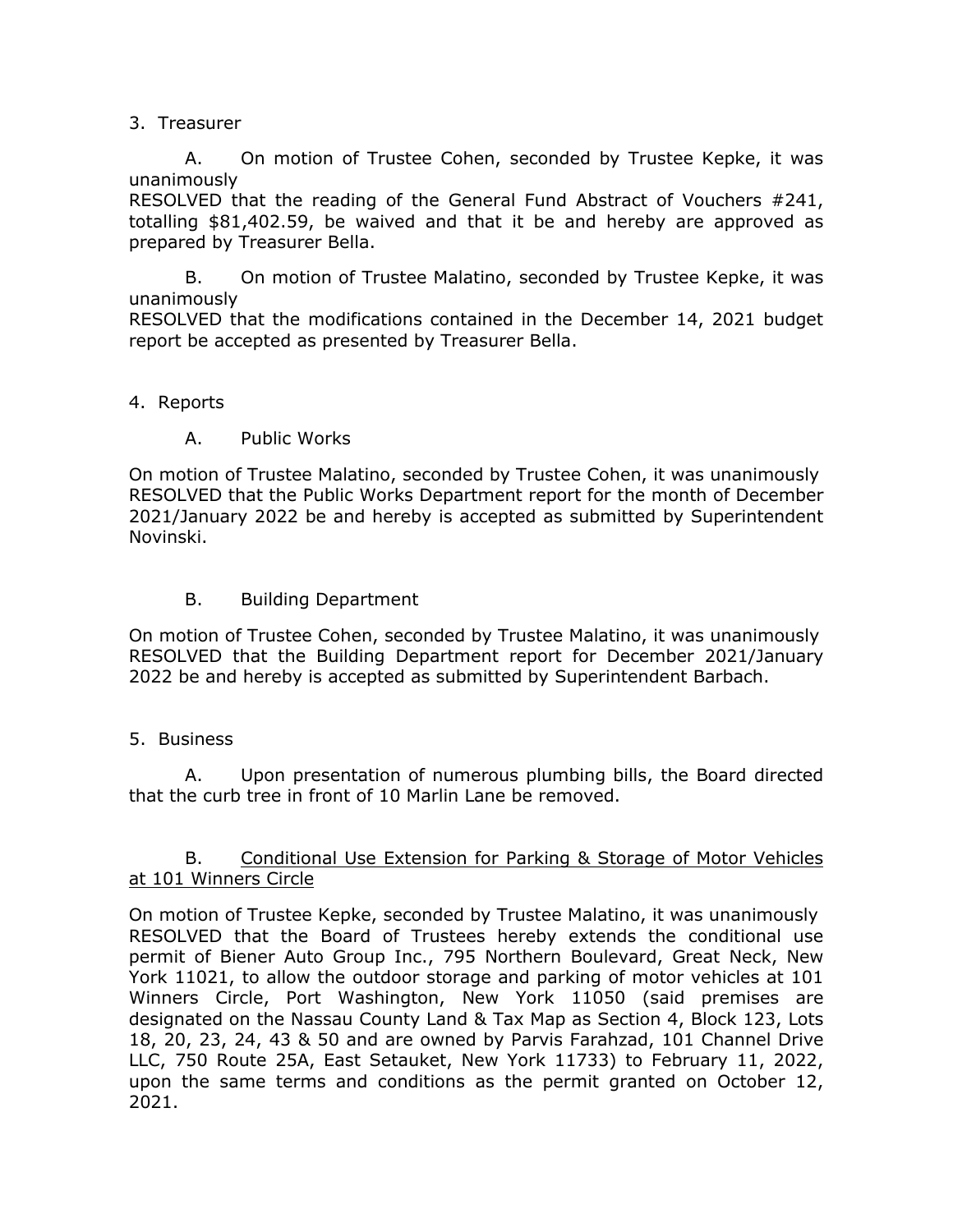3. Treasurer

A. On motion of Trustee Cohen, seconded by Trustee Kepke, it was unanimously
RESOLVED that the reading of the General Fund Abstract of Vouchers #241, totalling $81,402.59, be waived and that it be and hereby are approved as prepared by Treasurer Bella.

B. On motion of Trustee Malatino, seconded by Trustee Kepke, it was unanimously
RESOLVED that the modifications contained in the December 14, 2021 budget report be accepted as presented by Treasurer Bella.

4. Reports

A. Public Works

On motion of Trustee Malatino, seconded by Trustee Cohen, it was unanimously RESOLVED that the Public Works Department report for the month of December 2021/January 2022 be and hereby is accepted as submitted by Superintendent Novinski.

B. Building Department

On motion of Trustee Cohen, seconded by Trustee Malatino, it was unanimously RESOLVED that the Building Department report for December 2021/January 2022 be and hereby is accepted as submitted by Superintendent Barbach.

5. Business

A. Upon presentation of numerous plumbing bills, the Board directed that the curb tree in front of 10 Marlin Lane be removed.

B. <u>Conditional Use Extension for Parking & Storage of Motor Vehicles at 101 Winners Circle</u>

On motion of Trustee Kepke, seconded by Trustee Malatino, it was unanimously RESOLVED that the Board of Trustees hereby extends the conditional use permit of Biener Auto Group Inc., 795 Northern Boulevard, Great Neck, New York 11021, to allow the outdoor storage and parking of motor vehicles at 101 Winners Circle, Port Washington, New York 11050 (said premises are designated on the Nassau County Land & Tax Map as Section 4, Block 123, Lots 18, 20, 23, 24, 43 & 50 and are owned by Parvis Farahzad, 101 Channel Drive LLC, 750 Route 25A, East Setauket, New York 11733) to February 11, 2022, upon the same terms and conditions as the permit granted on October 12, 2021.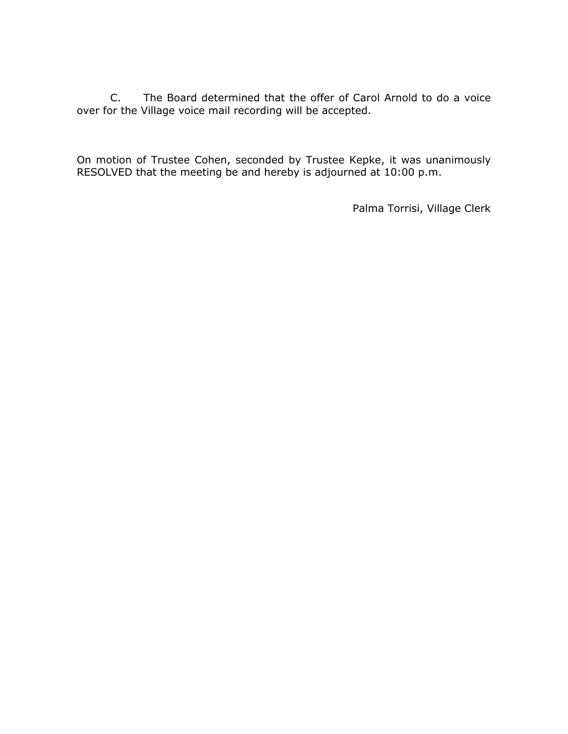C. The Board determined that the offer of Carol Arnold to do a voice over for the Village voice mail recording will be accepted.

On motion of Trustee Cohen, seconded by Trustee Kepke, it was unanimously RESOLVED that the meeting be and hereby is adjourned at 10:00 p.m.

Palma Torrisi, Village Clerk